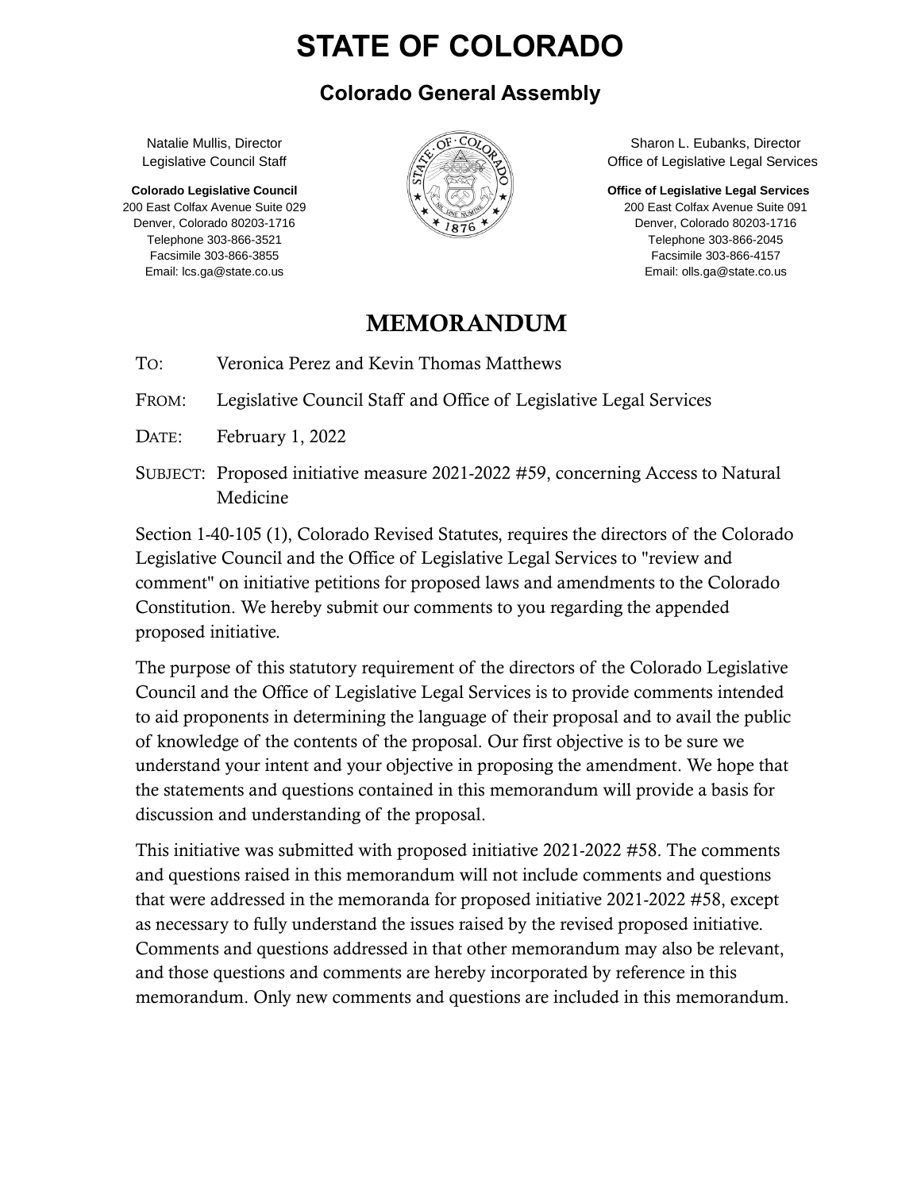# STATE OF COLORADO

## Colorado General Assembly

Natalie Mullis, Director
Legislative Council Staff

**Colorado Legislative Council**
200 East Colfax Avenue Suite 029
Denver, Colorado 80203-1716
Telephone 303-866-3521
Facsimile 303-866-3855
Email: lcs.ga@state.co.us

Sharon L. Eubanks, Director
Office of Legislative Legal Services

**Office of Legislative Legal Services**
200 East Colfax Avenue Suite 091
Denver, Colorado 80203-1716
Telephone 303-866-2045
Facsimile 303-866-4157
Email: olls.ga@state.co.us

## MEMORANDUM

TO: Veronica Perez and Kevin Thomas Matthews

FROM: Legislative Council Staff and Office of Legislative Legal Services

DATE: February 1, 2022

SUBJECT: Proposed initiative measure 2021-2022 #59, concerning Access to Natural Medicine

Section 1-40-105 (1), Colorado Revised Statutes, requires the directors of the Colorado Legislative Council and the Office of Legislative Legal Services to "review and comment" on initiative petitions for proposed laws and amendments to the Colorado Constitution. We hereby submit our comments to you regarding the appended proposed initiative.

The purpose of this statutory requirement of the directors of the Colorado Legislative Council and the Office of Legislative Legal Services is to provide comments intended to aid proponents in determining the language of their proposal and to avail the public of knowledge of the contents of the proposal. Our first objective is to be sure we understand your intent and your objective in proposing the amendment. We hope that the statements and questions contained in this memorandum will provide a basis for discussion and understanding of the proposal.

This initiative was submitted with proposed initiative 2021-2022 #58. The comments and questions raised in this memorandum will not include comments and questions that were addressed in the memoranda for proposed initiative 2021-2022 #58, except as necessary to fully understand the issues raised by the revised proposed initiative. Comments and questions addressed in that other memorandum may also be relevant, and those questions and comments are hereby incorporated by reference in this memorandum. Only new comments and questions are included in this memorandum.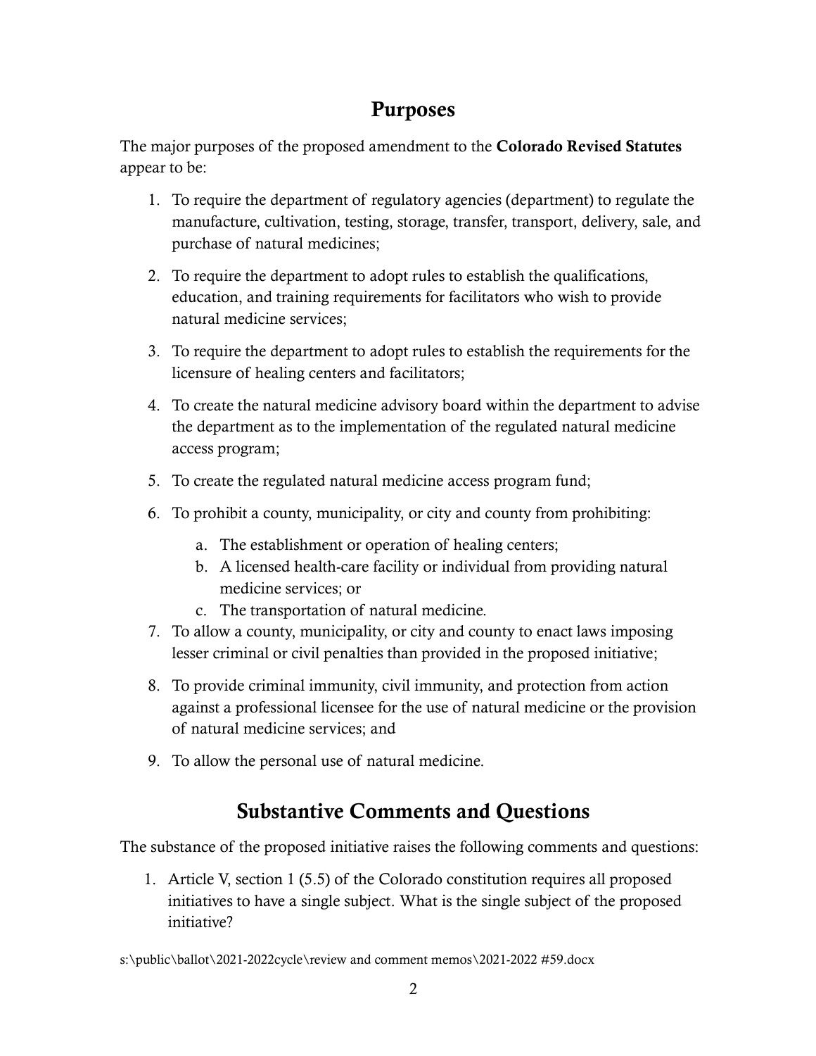## Purposes

The major purposes of the proposed amendment to the **Colorado Revised Statutes** appear to be:

1. To require the department of regulatory agencies (department) to regulate the manufacture, cultivation, testing, storage, transfer, transport, delivery, sale, and purchase of natural medicines;
2. To require the department to adopt rules to establish the qualifications, education, and training requirements for facilitators who wish to provide natural medicine services;
3. To require the department to adopt rules to establish the requirements for the licensure of healing centers and facilitators;
4. To create the natural medicine advisory board within the department to advise the department as to the implementation of the regulated natural medicine access program;
5. To create the regulated natural medicine access program fund;
6. To prohibit a county, municipality, or city and county from prohibiting:
    a. The establishment or operation of healing centers;
    b. A licensed health-care facility or individual from providing natural medicine services; or
    c. The transportation of natural medicine.
7. To allow a county, municipality, or city and county to enact laws imposing lesser criminal or civil penalties than provided in the proposed initiative;
8. To provide criminal immunity, civil immunity, and protection from action against a professional licensee for the use of natural medicine or the provision of natural medicine services; and
9. To allow the personal use of natural medicine.

## Substantive Comments and Questions

The substance of the proposed initiative raises the following comments and questions:

1. Article V, section 1 (5.5) of the Colorado constitution requires all proposed initiatives to have a single subject. What is the single subject of the proposed initiative?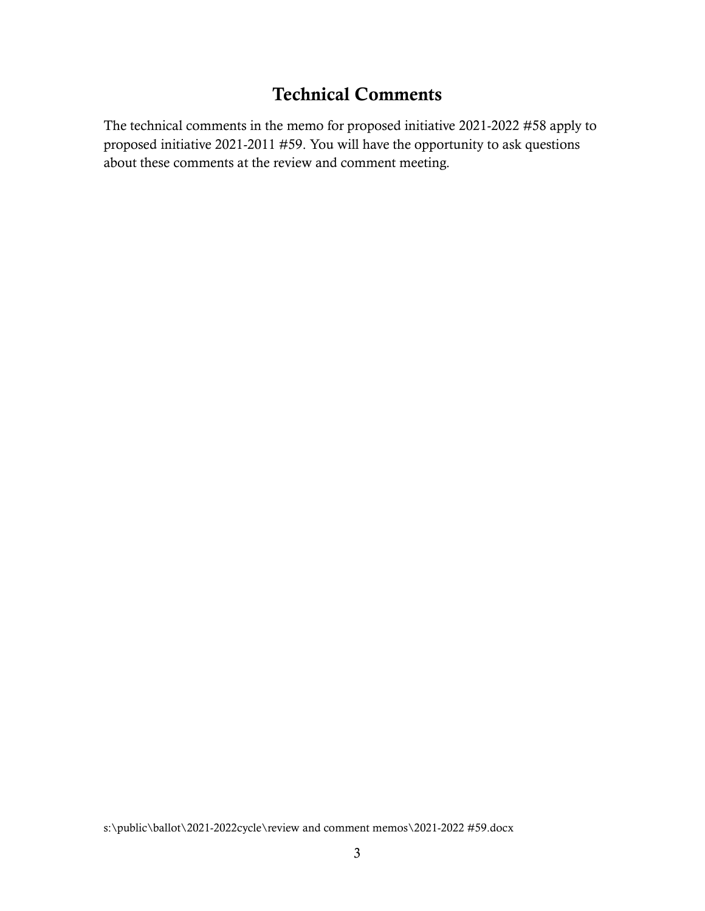## Technical Comments

The technical comments in the memo for proposed initiative 2021-2022 #58 apply to proposed initiative 2021-2011 #59. You will have the opportunity to ask questions about these comments at the review and comment meeting.

s:\public\ballot\2021-2022cycle\review and comment memos\2021-2022 #59.docx